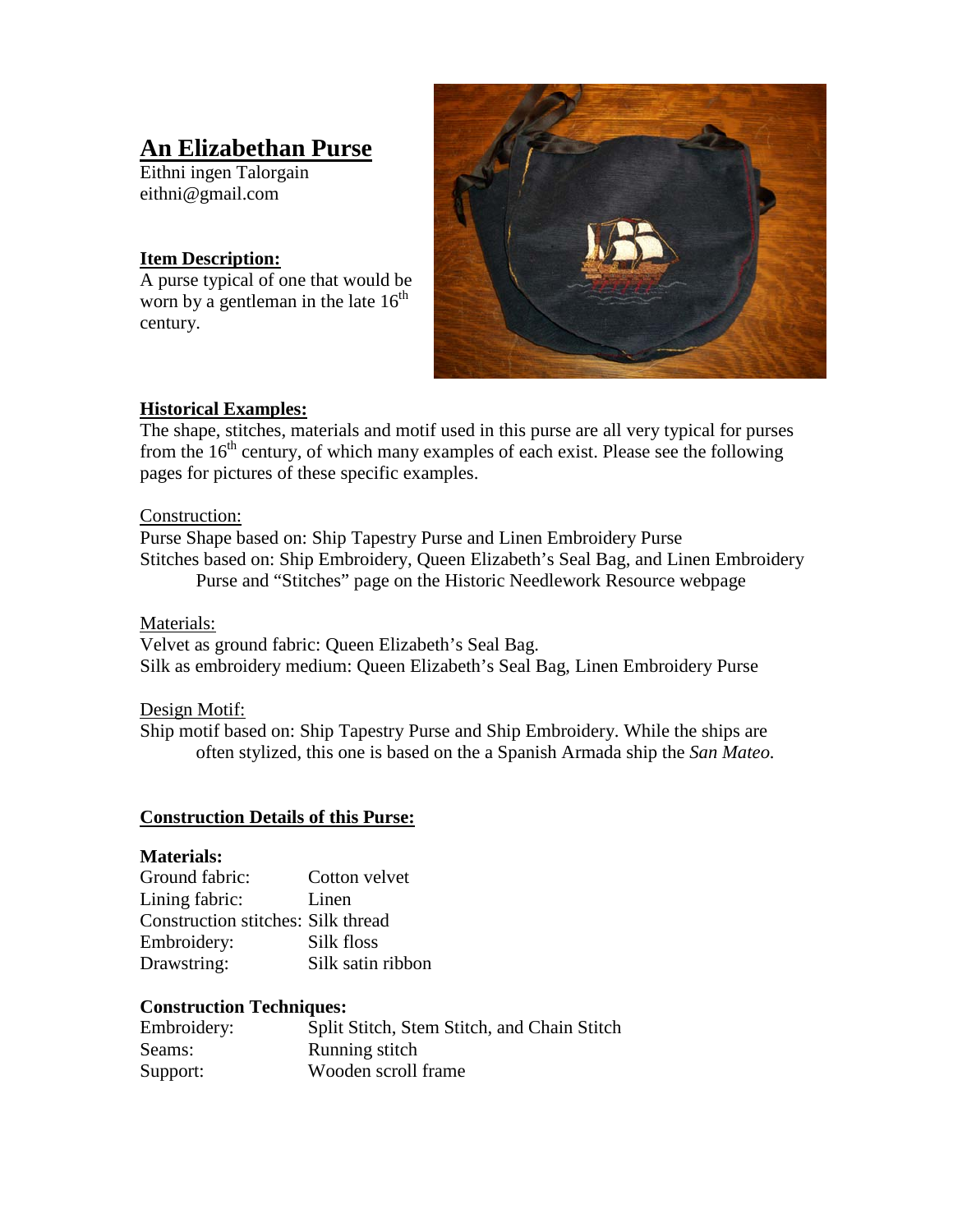# An Elizabethan Purse

Eithni ingen Talorgain
eithni@gmail.com

**Item Description:**
A purse typical of one that would be worn by a gentleman in the late 16th century.

**Historical Examples:**
The shape, stitches, materials and motif used in this purse are all very typical for purses from the 16th century, of which many examples of each exist. Please see the following pages for pictures of these specific examples.

Construction:
Purse Shape based on: Ship Tapestry Purse and Linen Embroidery Purse
Stitches based on: Ship Embroidery, Queen Elizabeth's Seal Bag, and Linen Embroidery Purse and "Stitches" page on the Historic Needlework Resource webpage

Materials:
Velvet as ground fabric: Queen Elizabeth's Seal Bag.
Silk as embroidery medium: Queen Elizabeth's Seal Bag, Linen Embroidery Purse

Design Motif:
Ship motif based on: Ship Tapestry Purse and Ship Embroidery. While the ships are often stylized, this one is based on the a Spanish Armada ship the *San Mateo.*

**Construction Details of this Purse:**

**Materials:**

| | |
|---|---|
| Ground fabric: | Cotton velvet |
| Lining fabric: | Linen |
| Construction stitches: | Silk thread |
| Embroidery: | Silk floss |
| Drawstring: | Silk satin ribbon |

**Construction Techniques:**

| | |
|---|---|
| Embroidery: | Split Stitch, Stem Stitch, and Chain Stitch |
| Seams: | Running stitch |
| Support: | Wooden scroll frame |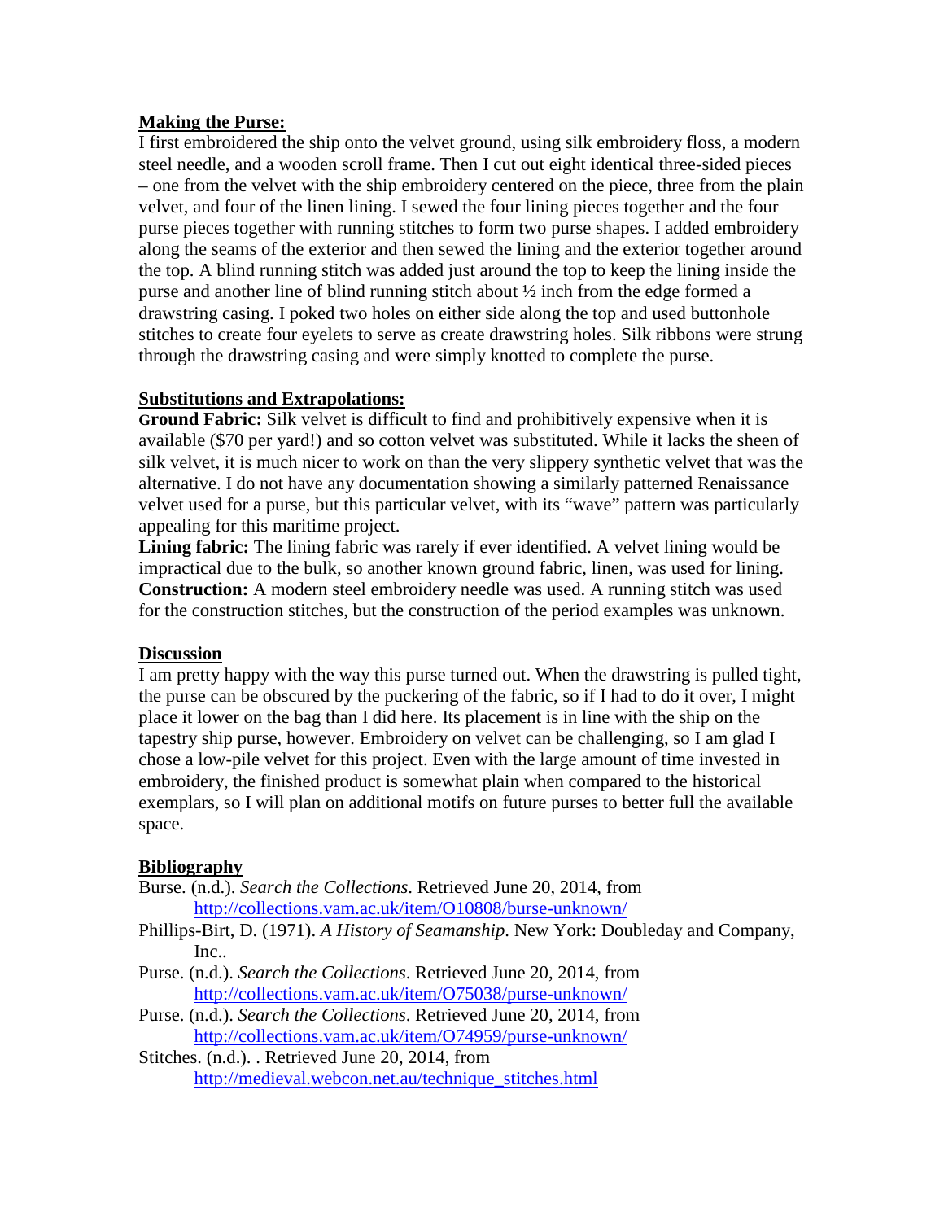## Making the Purse:

I first embroidered the ship onto the velvet ground, using silk embroidery floss, a modern steel needle, and a wooden scroll frame. Then I cut out eight identical three-sided pieces – one from the velvet with the ship embroidery centered on the piece, three from the plain velvet, and four of the linen lining. I sewed the four lining pieces together and the four purse pieces together with running stitches to form two purse shapes. I added embroidery along the seams of the exterior and then sewed the lining and the exterior together around the top. A blind running stitch was added just around the top to keep the lining inside the purse and another line of blind running stitch about ½ inch from the edge formed a drawstring casing. I poked two holes on either side along the top and used buttonhole stitches to create four eyelets to serve as create drawstring holes. Silk ribbons were strung through the drawstring casing and were simply knotted to complete the purse.

## Substitutions and Extrapolations:

**Ground Fabric:** Silk velvet is difficult to find and prohibitively expensive when it is available ($70 per yard!) and so cotton velvet was substituted. While it lacks the sheen of silk velvet, it is much nicer to work on than the very slippery synthetic velvet that was the alternative. I do not have any documentation showing a similarly patterned Renaissance velvet used for a purse, but this particular velvet, with its "wave" pattern was particularly appealing for this maritime project.
**Lining fabric:** The lining fabric was rarely if ever identified. A velvet lining would be impractical due to the bulk, so another known ground fabric, linen, was used for lining.
**Construction:** A modern steel embroidery needle was used. A running stitch was used for the construction stitches, but the construction of the period examples was unknown.

## Discussion

I am pretty happy with the way this purse turned out. When the drawstring is pulled tight, the purse can be obscured by the puckering of the fabric, so if I had to do it over, I might place it lower on the bag than I did here. Its placement is in line with the ship on the tapestry ship purse, however. Embroidery on velvet can be challenging, so I am glad I chose a low-pile velvet for this project. Even with the large amount of time invested in embroidery, the finished product is somewhat plain when compared to the historical exemplars, so I will plan on additional motifs on future purses to better full the available space.

## Bibliography

Burse. (n.d.). *Search the Collections*. Retrieved June 20, 2014, from http://collections.vam.ac.uk/item/O10808/burse-unknown/

Phillips-Birt, D. (1971). *A History of Seamanship*. New York: Doubleday and Company, Inc..

Purse. (n.d.). *Search the Collections*. Retrieved June 20, 2014, from http://collections.vam.ac.uk/item/O75038/purse-unknown/

Purse. (n.d.). *Search the Collections*. Retrieved June 20, 2014, from http://collections.vam.ac.uk/item/O74959/purse-unknown/

Stitches. (n.d.). . Retrieved June 20, 2014, from http://medieval.webcon.net.au/technique_stitches.html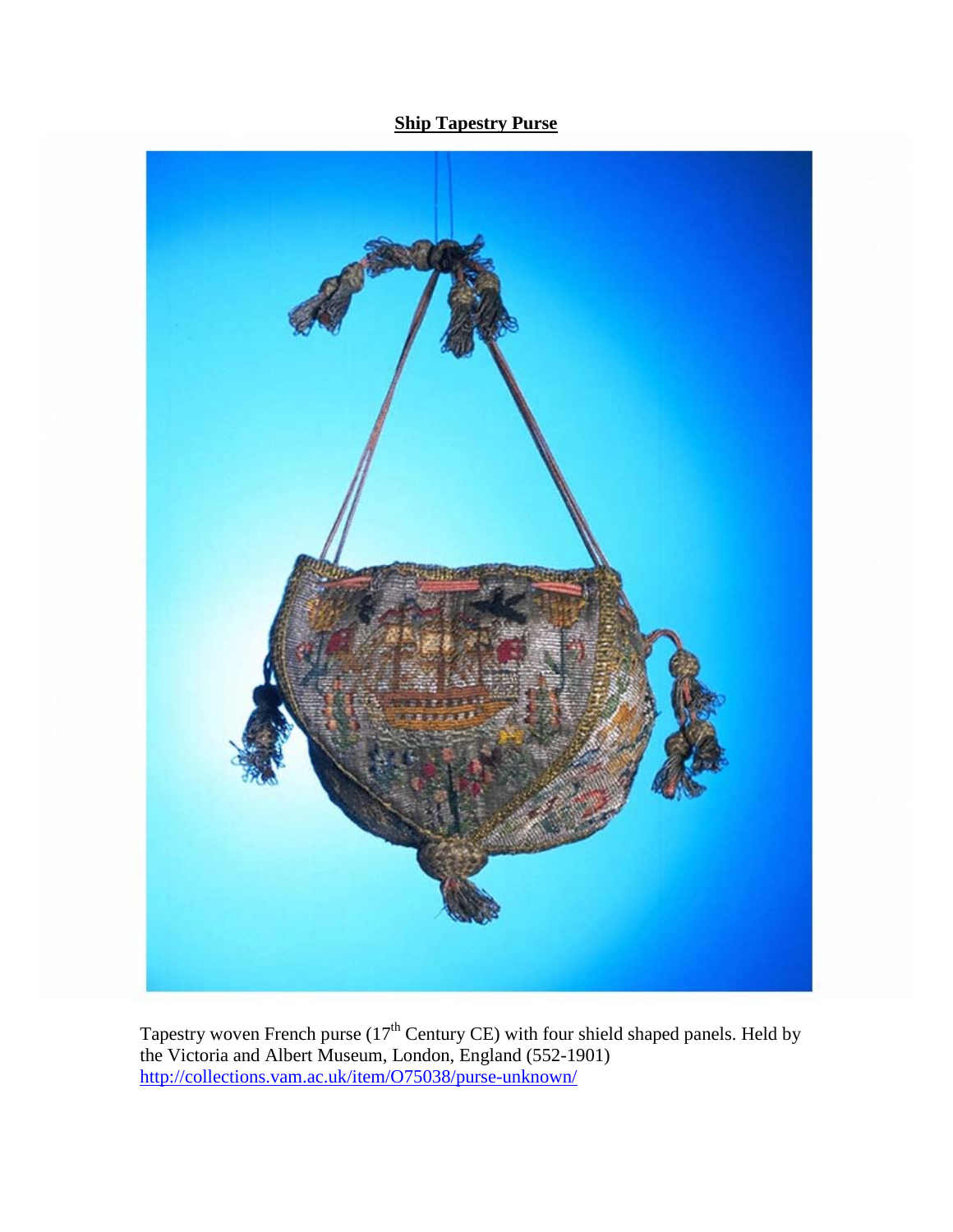**Ship Tapestry Purse**

Tapestry woven French purse (17th Century CE) with four shield shaped panels. Held by the Victoria and Albert Museum, London, England (552-1901) http://collections.vam.ac.uk/item/O75038/purse-unknown/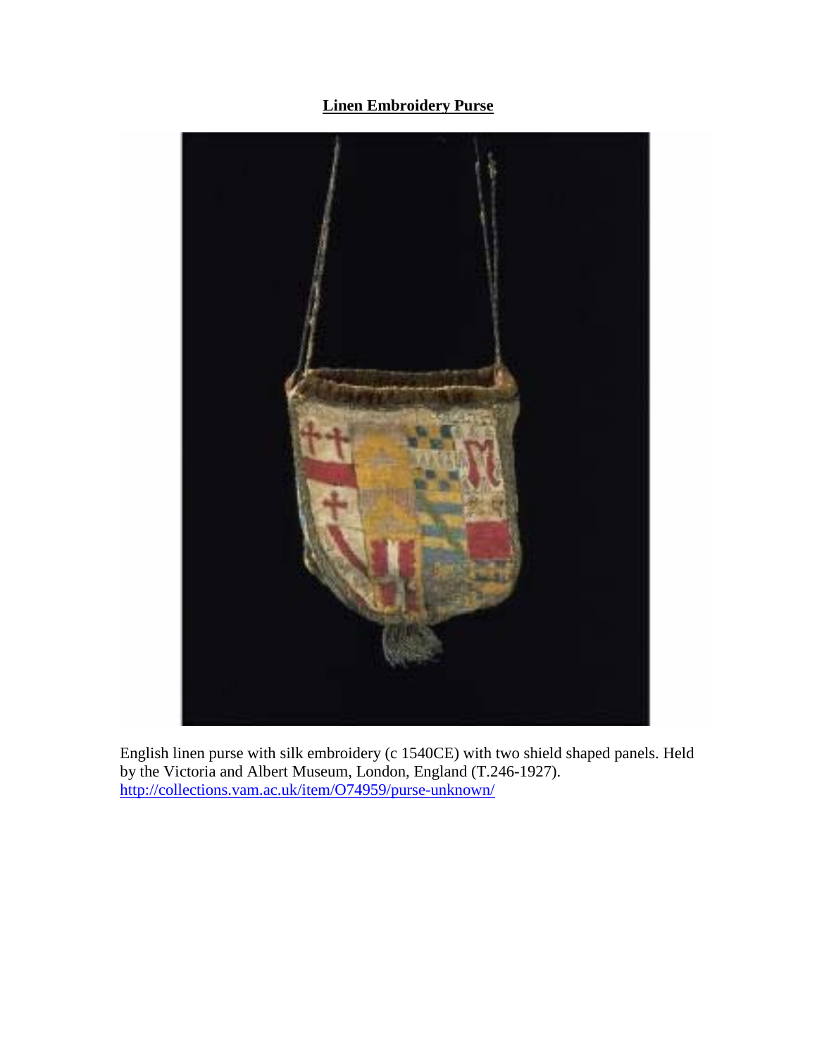**Linen Embroidery Purse**

English linen purse with silk embroidery (c 1540CE) with two shield shaped panels. Held by the Victoria and Albert Museum, London, England (T.246-1927).
http://collections.vam.ac.uk/item/O74959/purse-unknown/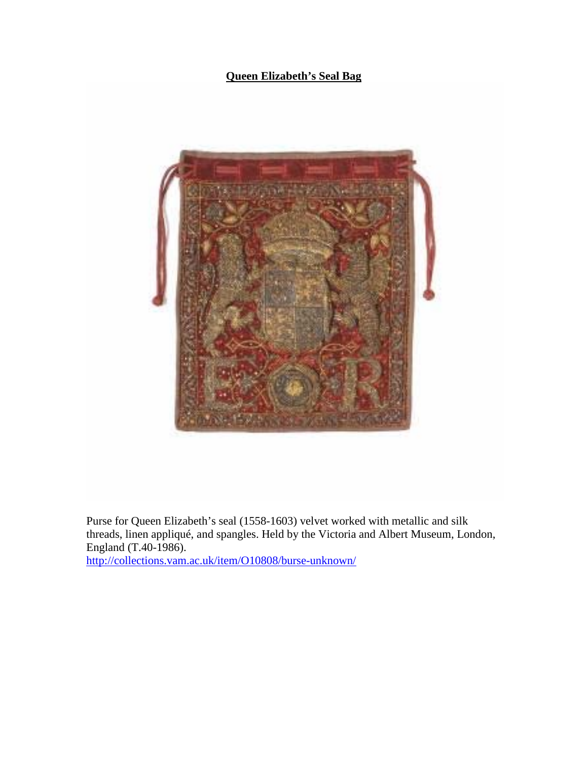**Queen Elizabeth's Seal Bag**

Purse for Queen Elizabeth's seal (1558-1603) velvet worked with metallic and silk threads, linen appliqué, and spangles. Held by the Victoria and Albert Museum, London, England (T.40-1986).
http://collections.vam.ac.uk/item/O10808/burse-unknown/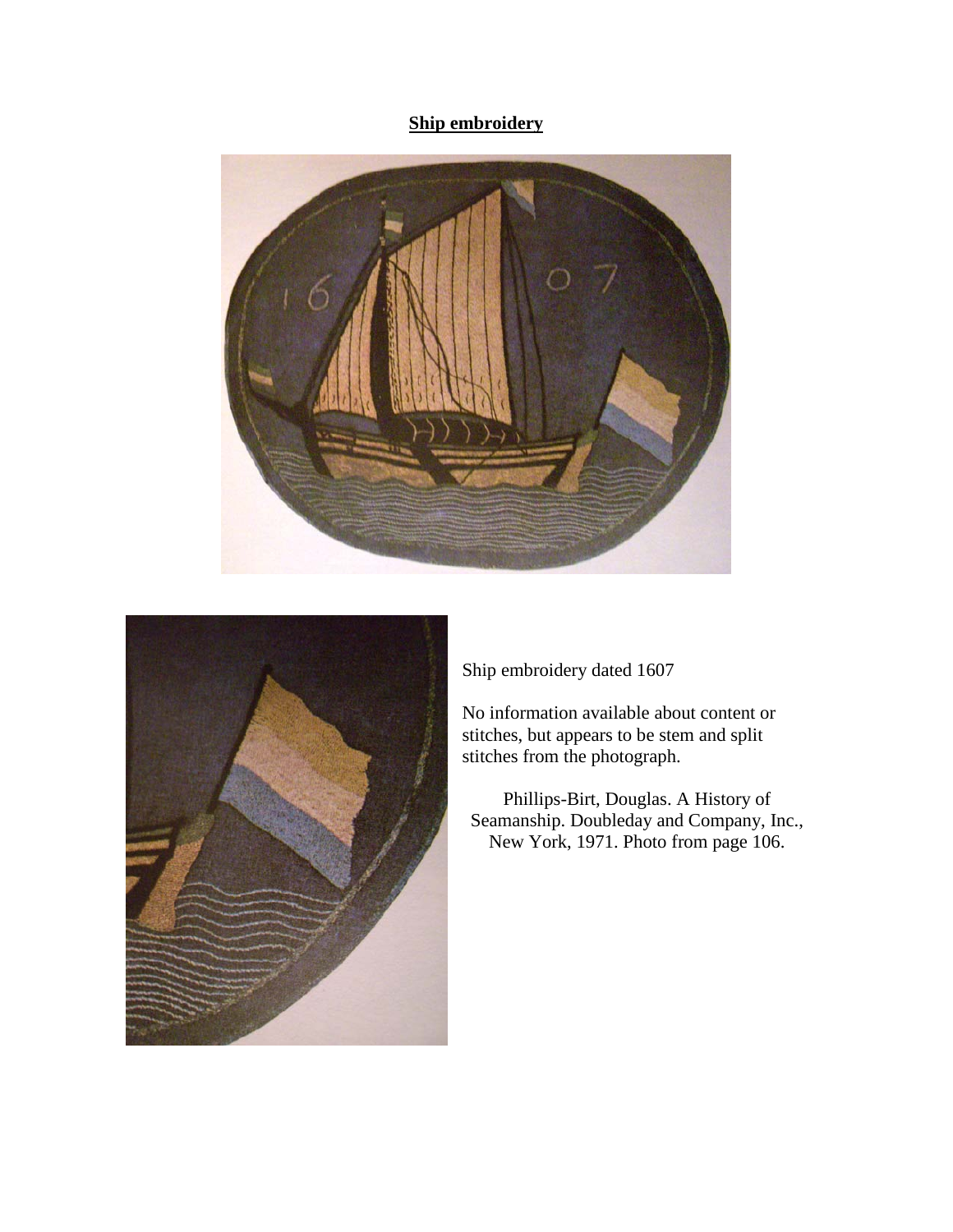**Ship embroidery**

Ship embroidery dated 1607

No information available about content or stitches, but appears to be stem and split stitches from the photograph.

Phillips-Birt, Douglas. A History of Seamanship. Doubleday and Company, Inc., New York, 1971. Photo from page 106.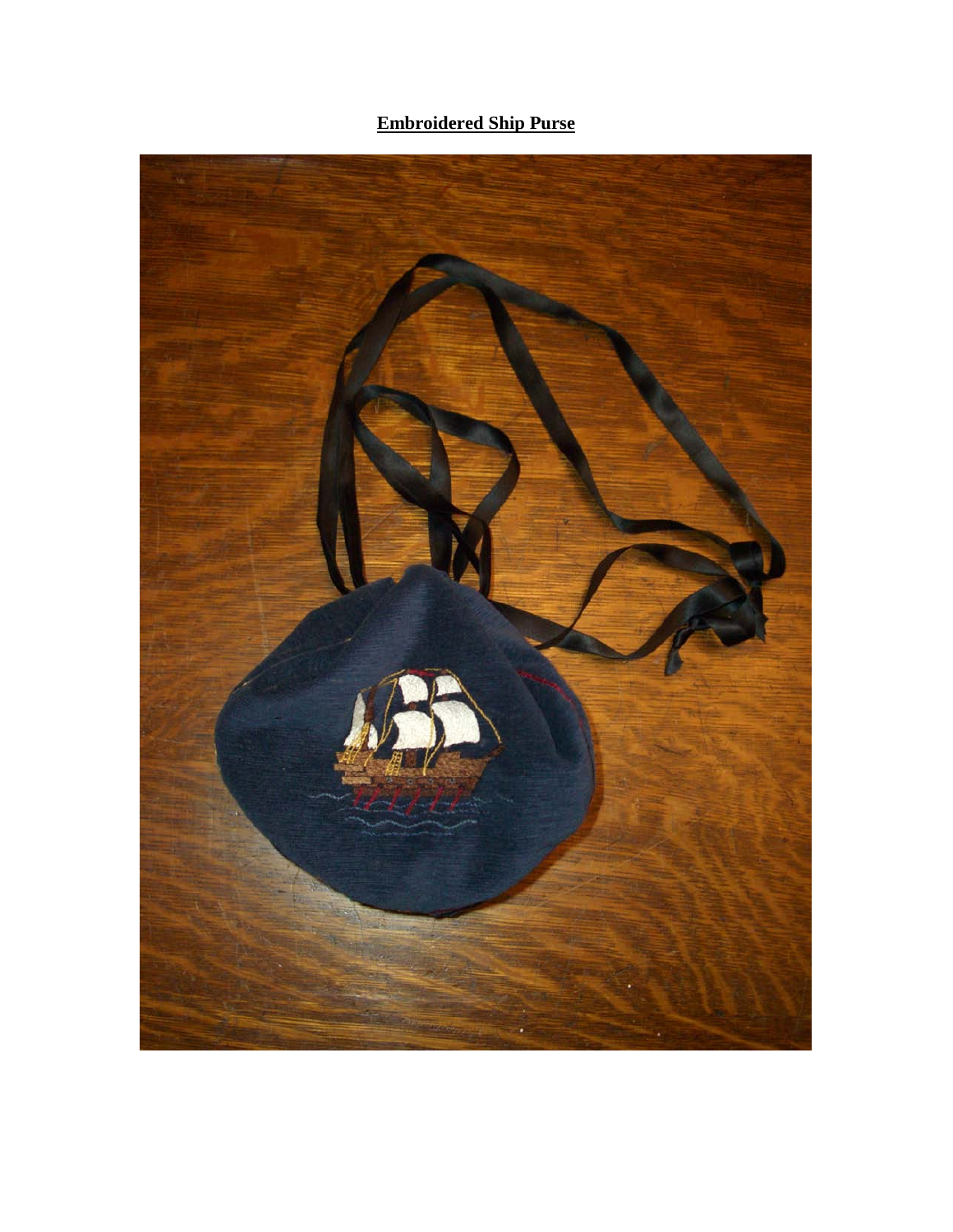**Embroidered Ship Purse**